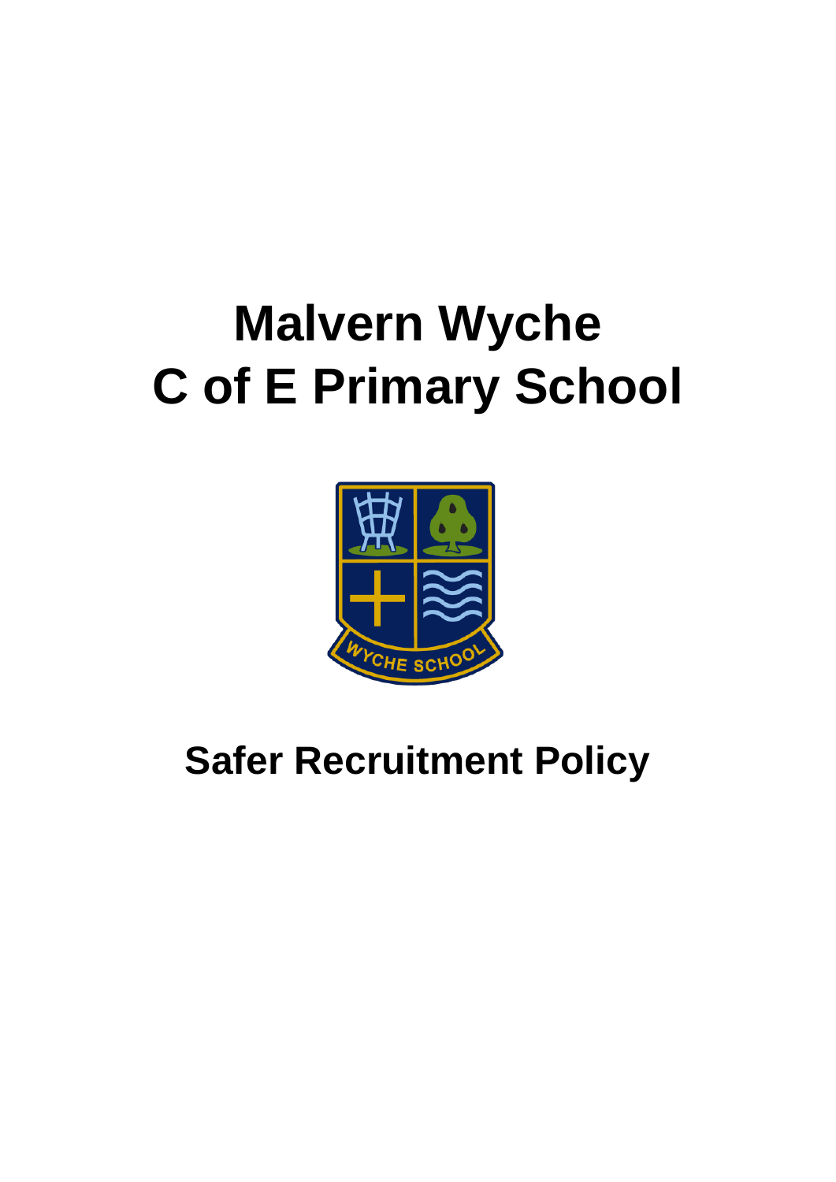# Malvern Wyche C of E Primary School

## Safer Recruitment Policy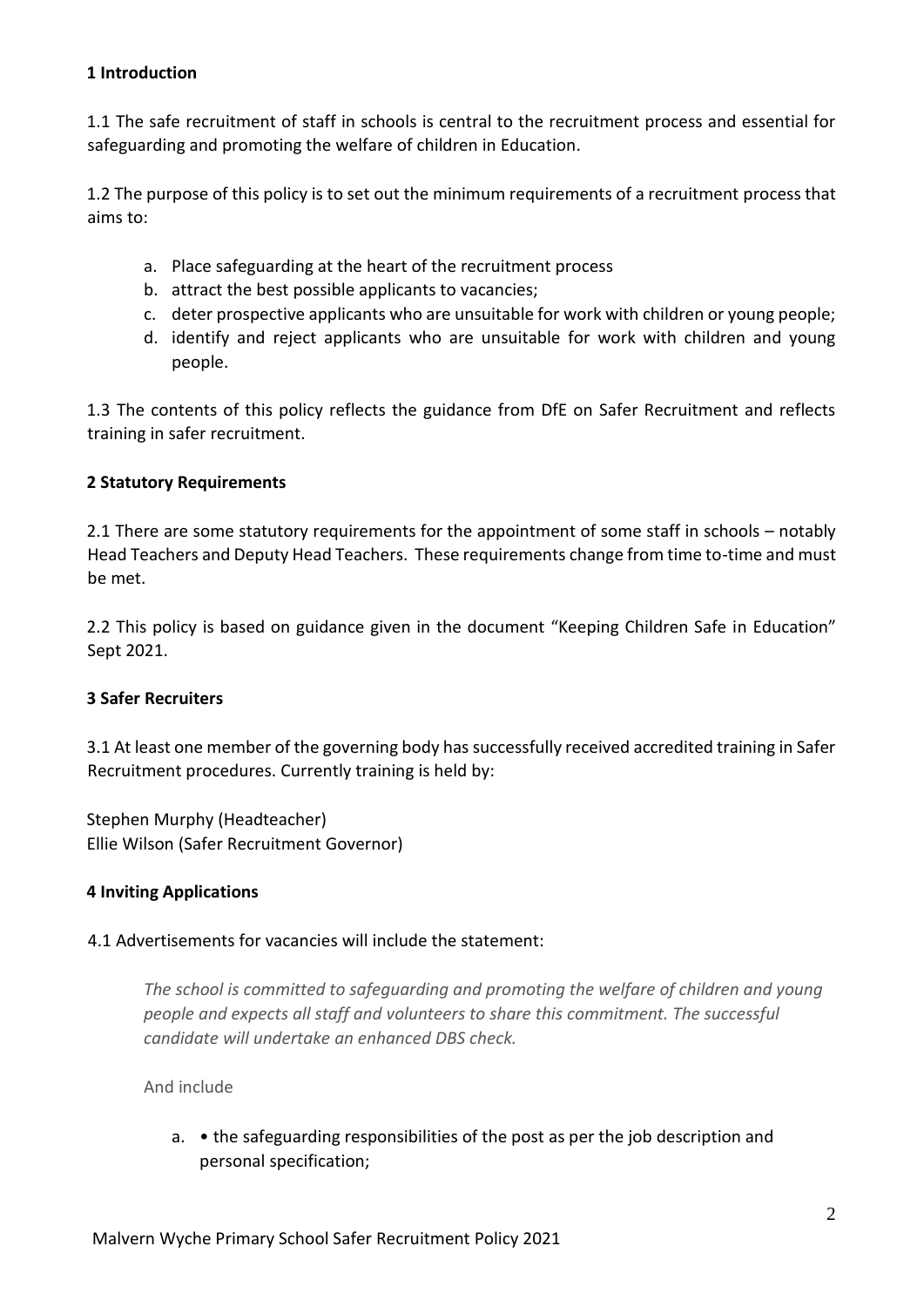## 1 Introduction

1.1 The safe recruitment of staff in schools is central to the recruitment process and essential for safeguarding and promoting the welfare of children in Education.

1.2 The purpose of this policy is to set out the minimum requirements of a recruitment process that aims to:

a. Place safeguarding at the heart of the recruitment process
b. attract the best possible applicants to vacancies;
c. deter prospective applicants who are unsuitable for work with children or young people;
d. identify and reject applicants who are unsuitable for work with children and young people.

1.3 The contents of this policy reflects the guidance from DfE on Safer Recruitment and reflects training in safer recruitment.

## 2 Statutory Requirements

2.1 There are some statutory requirements for the appointment of some staff in schools – notably Head Teachers and Deputy Head Teachers. These requirements change from time to-time and must be met.

2.2 This policy is based on guidance given in the document "Keeping Children Safe in Education" Sept 2021.

## 3 Safer Recruiters

3.1 At least one member of the governing body has successfully received accredited training in Safer Recruitment procedures. Currently training is held by:

Stephen Murphy (Headteacher)
Ellie Wilson (Safer Recruitment Governor)

## 4 Inviting Applications

4.1 Advertisements for vacancies will include the statement:

*The school is committed to safeguarding and promoting the welfare of children and young people and expects all staff and volunteers to share this commitment. The successful candidate will undertake an enhanced DBS check.*

And include

a. • the safeguarding responsibilities of the post as per the job description and personal specification;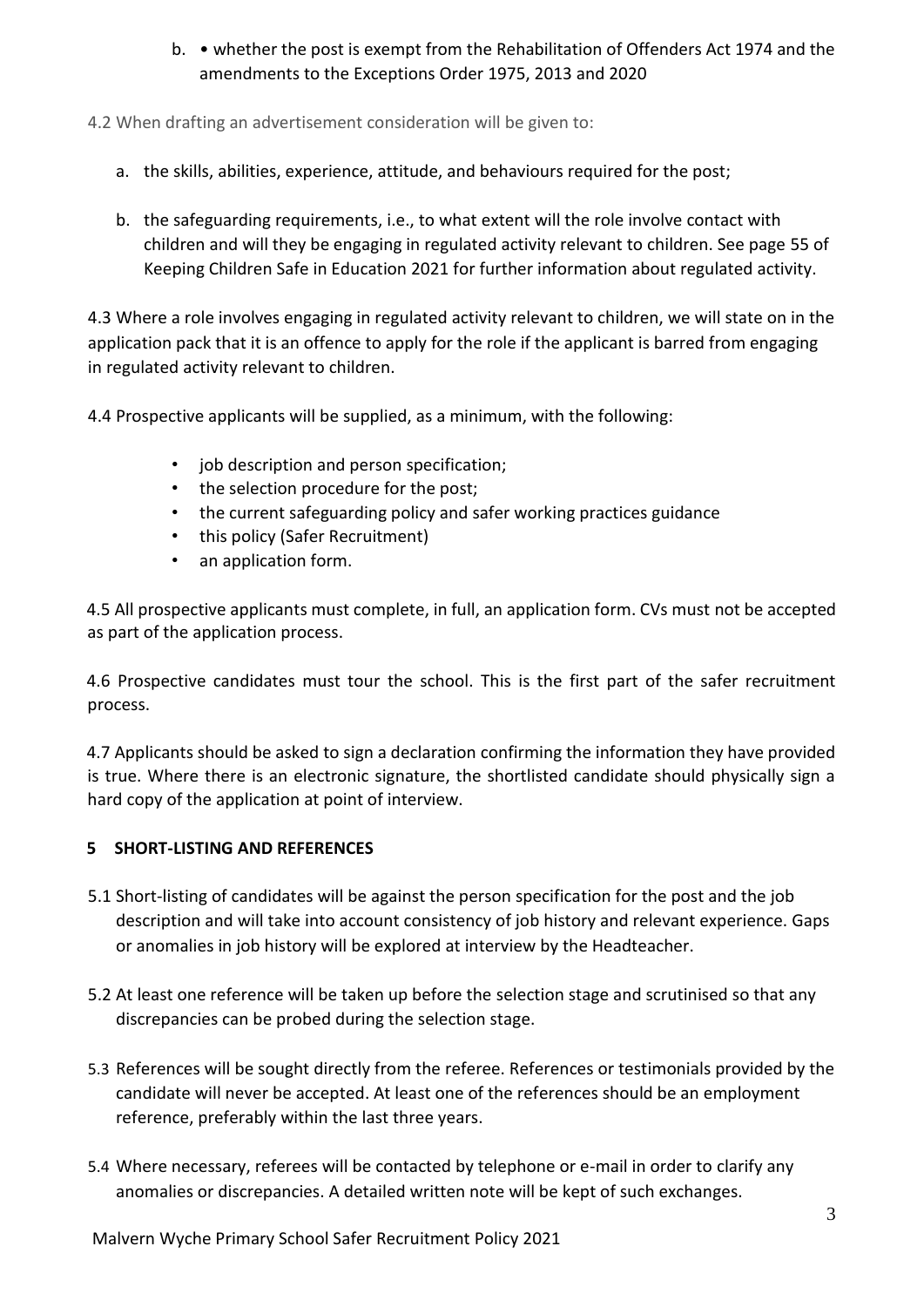b. • whether the post is exempt from the Rehabilitation of Offenders Act 1974 and the amendments to the Exceptions Order 1975, 2013 and 2020

4.2 When drafting an advertisement consideration will be given to:

a. the skills, abilities, experience, attitude, and behaviours required for the post;

b. the safeguarding requirements, i.e., to what extent will the role involve contact with children and will they be engaging in regulated activity relevant to children. See page 55 of Keeping Children Safe in Education 2021 for further information about regulated activity.

4.3 Where a role involves engaging in regulated activity relevant to children, we will state on in the application pack that it is an offence to apply for the role if the applicant is barred from engaging in regulated activity relevant to children.

4.4 Prospective applicants will be supplied, as a minimum, with the following:

- job description and person specification;
- the selection procedure for the post;
- the current safeguarding policy and safer working practices guidance
- this policy (Safer Recruitment)
- an application form.

4.5 All prospective applicants must complete, in full, an application form. CVs must not be accepted as part of the application process.

4.6 Prospective candidates must tour the school. This is the first part of the safer recruitment process.

4.7 Applicants should be asked to sign a declaration confirming the information they have provided is true. Where there is an electronic signature, the shortlisted candidate should physically sign a hard copy of the application at point of interview.

## 5 SHORT-LISTING AND REFERENCES

5.1 Short-listing of candidates will be against the person specification for the post and the job description and will take into account consistency of job history and relevant experience. Gaps or anomalies in job history will be explored at interview by the Headteacher.

5.2 At least one reference will be taken up before the selection stage and scrutinised so that any discrepancies can be probed during the selection stage.

5.3 References will be sought directly from the referee. References or testimonials provided by the candidate will never be accepted. At least one of the references should be an employment reference, preferably within the last three years.

5.4 Where necessary, referees will be contacted by telephone or e-mail in order to clarify any anomalies or discrepancies. A detailed written note will be kept of such exchanges.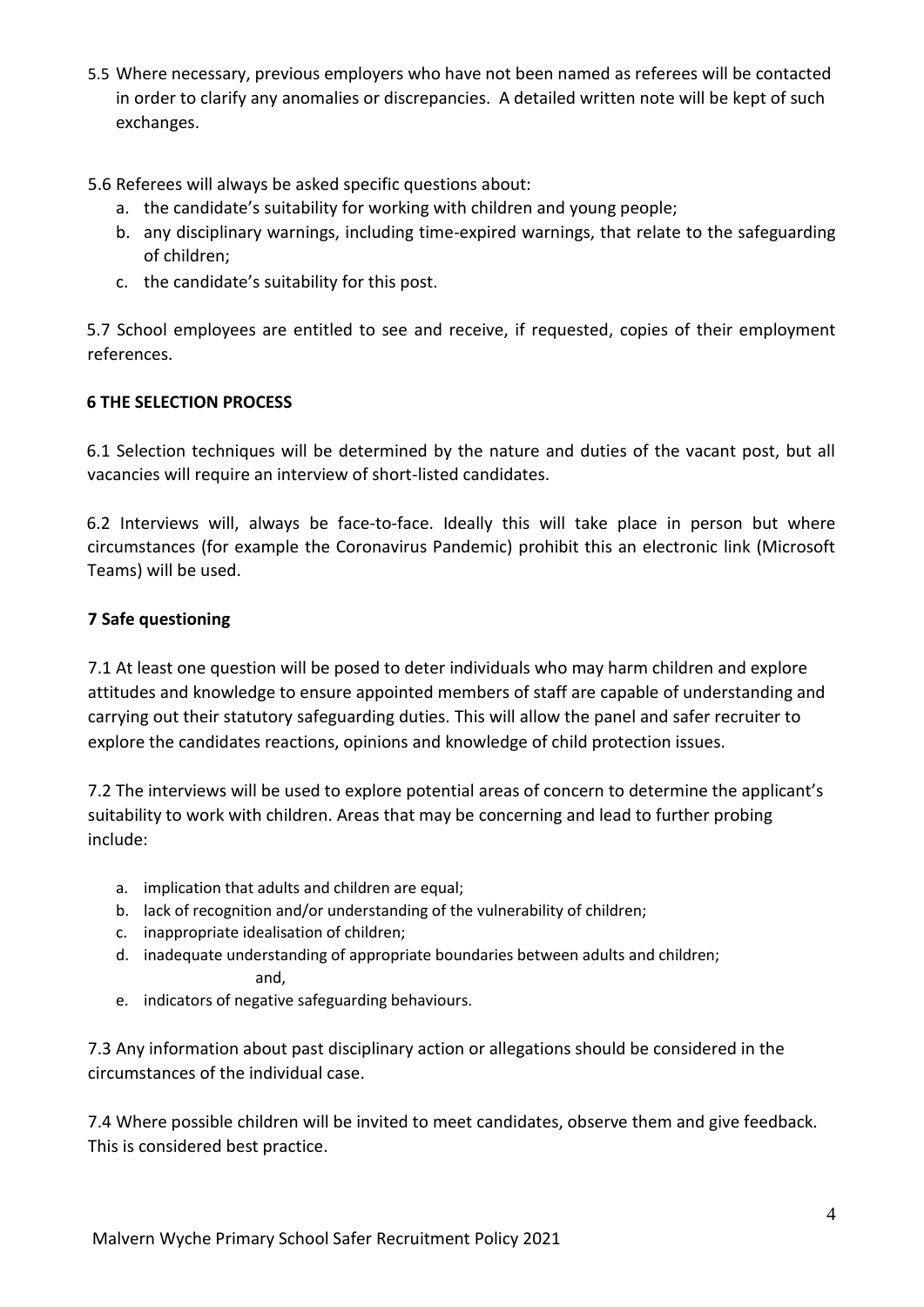5.5 Where necessary, previous employers who have not been named as referees will be contacted in order to clarify any anomalies or discrepancies. A detailed written note will be kept of such exchanges.

5.6 Referees will always be asked specific questions about:

a. the candidate's suitability for working with children and young people;
b. any disciplinary warnings, including time-expired warnings, that relate to the safeguarding of children;
c. the candidate's suitability for this post.

5.7 School employees are entitled to see and receive, if requested, copies of their employment references.

## 6 THE SELECTION PROCESS

6.1 Selection techniques will be determined by the nature and duties of the vacant post, but all vacancies will require an interview of short-listed candidates.

6.2 Interviews will, always be face-to-face. Ideally this will take place in person but where circumstances (for example the Coronavirus Pandemic) prohibit this an electronic link (Microsoft Teams) will be used.

## 7 Safe questioning

7.1 At least one question will be posed to deter individuals who may harm children and explore attitudes and knowledge to ensure appointed members of staff are capable of understanding and carrying out their statutory safeguarding duties. This will allow the panel and safer recruiter to explore the candidates reactions, opinions and knowledge of child protection issues.

7.2 The interviews will be used to explore potential areas of concern to determine the applicant's suitability to work with children. Areas that may be concerning and lead to further probing include:

a. implication that adults and children are equal;
b. lack of recognition and/or understanding of the vulnerability of children;
c. inappropriate idealisation of children;
d. inadequate understanding of appropriate boundaries between adults and children; and,
e. indicators of negative safeguarding behaviours.

7.3 Any information about past disciplinary action or allegations should be considered in the circumstances of the individual case.

7.4 Where possible children will be invited to meet candidates, observe them and give feedback. This is considered best practice.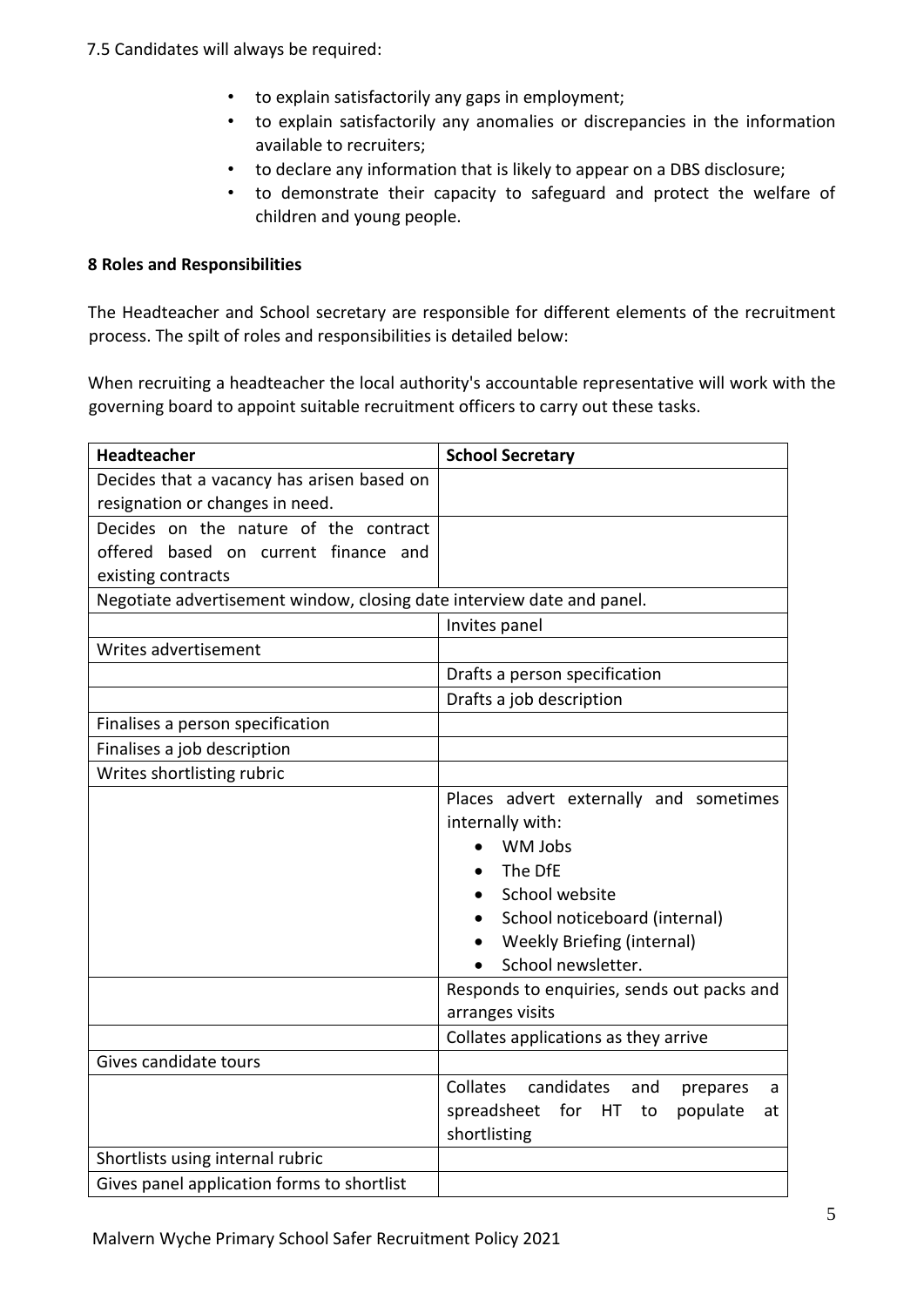7.5 Candidates will always be required:

- to explain satisfactorily any gaps in employment;
- to explain satisfactorily any anomalies or discrepancies in the information available to recruiters;
- to declare any information that is likely to appear on a DBS disclosure;
- to demonstrate their capacity to safeguard and protect the welfare of children and young people.

**8 Roles and Responsibilities**

The Headteacher and School secretary are responsible for different elements of the recruitment process. The spilt of roles and responsibilities is detailed below:

When recruiting a headteacher the local authority's accountable representative will work with the governing board to appoint suitable recruitment officers to carry out these tasks.

| **Headteacher** | **School Secretary** |
|---|---|
| Decides that a vacancy has arisen based on resignation or changes in need. | |
| Decides on the nature of the contract offered based on current finance and existing contracts | |
| Negotiate advertisement window, closing date interview date and panel. | |
| | Invites panel |
| Writes advertisement | |
| | Drafts a person specification |
| | Drafts a job description |
| Finalises a person specification | |
| Finalises a job description | |
| Writes shortlisting rubric | |
| | Places advert externally and sometimes internally with:<br>• WM Jobs<br>• The DfE<br>• School website<br>• School noticeboard (internal)<br>• Weekly Briefing (internal)<br>• School newsletter. |
| | Responds to enquiries, sends out packs and arranges visits |
| | Collates applications as they arrive |
| Gives candidate tours | |
| | Collates candidates and prepares a spreadsheet for HT to populate at shortlisting |
| Shortlists using internal rubric | |
| Gives panel application forms to shortlist | |

Malvern Wyche Primary School Safer Recruitment Policy 2021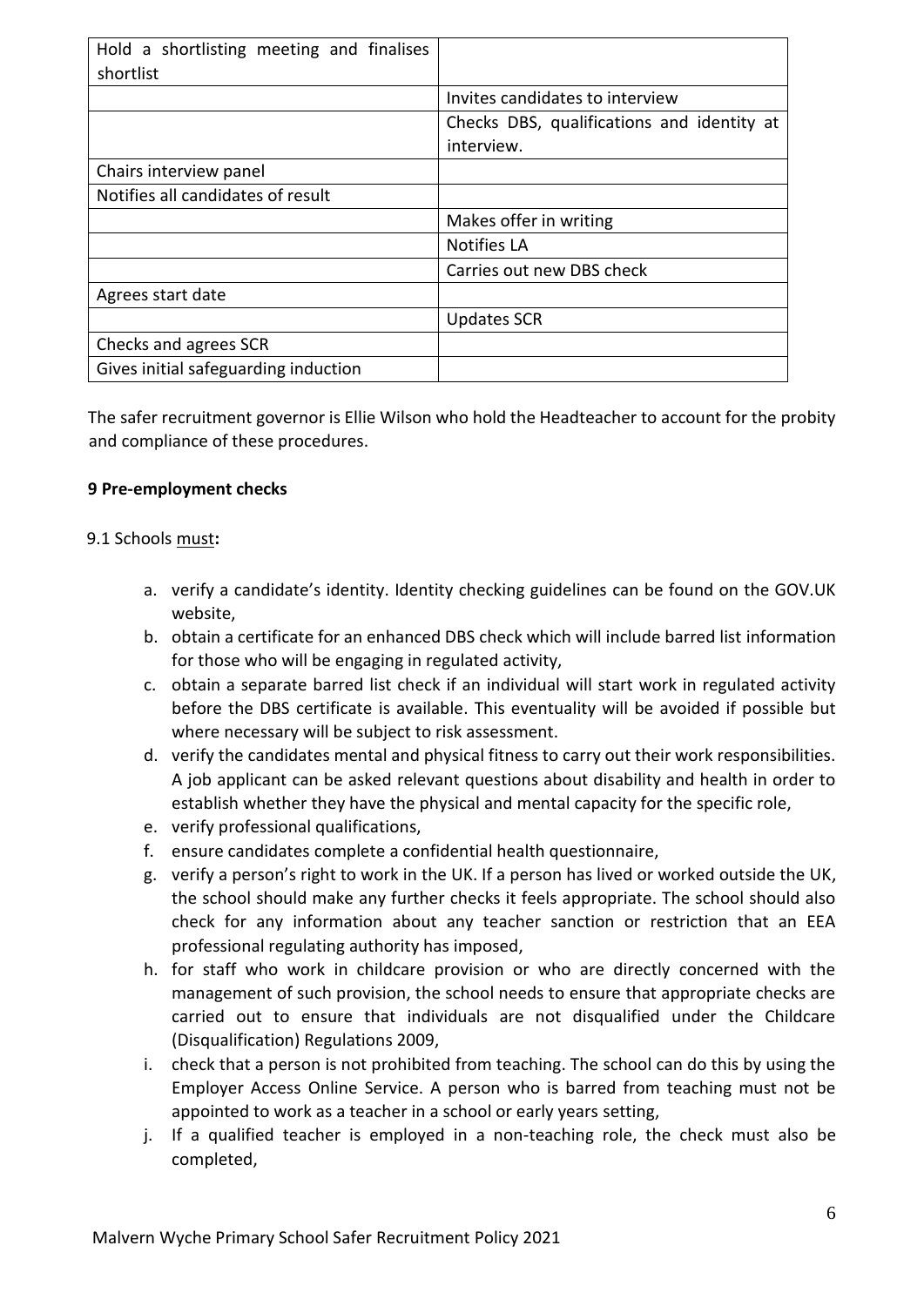| | |
|---|---|
| Hold a shortlisting meeting and finalises shortlist | |
| | Invites candidates to interview |
| | Checks DBS, qualifications and identity at interview. |
| Chairs interview panel | |
| Notifies all candidates of result | |
| | Makes offer in writing |
| | Notifies LA |
| | Carries out new DBS check |
| Agrees start date | |
| | Updates SCR |
| Checks and agrees SCR | |
| Gives initial safeguarding induction | |

The safer recruitment governor is Ellie Wilson who hold the Headteacher to account for the probity and compliance of these procedures.

**9 Pre-employment checks**

9.1 Schools must**:**

a. verify a candidate's identity. Identity checking guidelines can be found on the GOV.UK website,
b. obtain a certificate for an enhanced DBS check which will include barred list information for those who will be engaging in regulated activity,
c. obtain a separate barred list check if an individual will start work in regulated activity before the DBS certificate is available. This eventuality will be avoided if possible but where necessary will be subject to risk assessment.
d. verify the candidates mental and physical fitness to carry out their work responsibilities. A job applicant can be asked relevant questions about disability and health in order to establish whether they have the physical and mental capacity for the specific role,
e. verify professional qualifications,
f. ensure candidates complete a confidential health questionnaire,
g. verify a person's right to work in the UK. If a person has lived or worked outside the UK, the school should make any further checks it feels appropriate. The school should also check for any information about any teacher sanction or restriction that an EEA professional regulating authority has imposed,
h. for staff who work in childcare provision or who are directly concerned with the management of such provision, the school needs to ensure that appropriate checks are carried out to ensure that individuals are not disqualified under the Childcare (Disqualification) Regulations 2009,
i. check that a person is not prohibited from teaching. The school can do this by using the Employer Access Online Service. A person who is barred from teaching must not be appointed to work as a teacher in a school or early years setting,
j. If a qualified teacher is employed in a non-teaching role, the check must also be completed,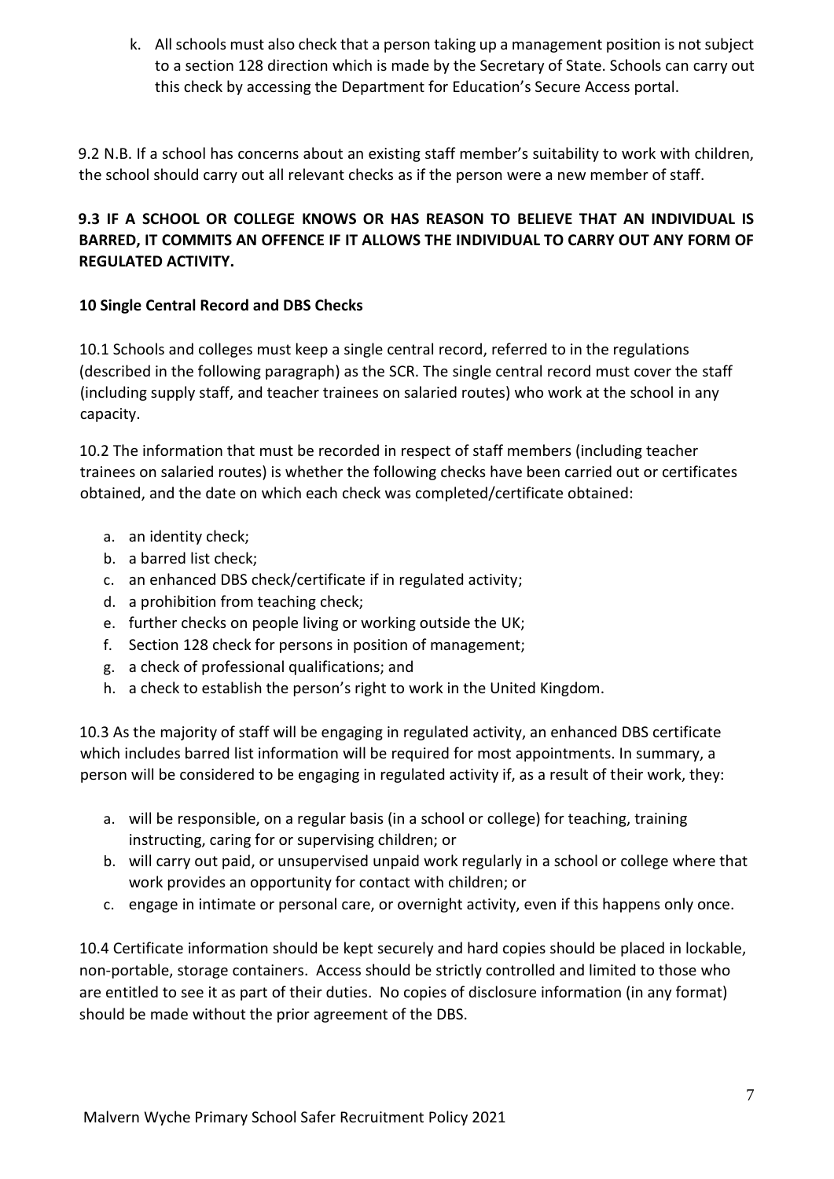k. All schools must also check that a person taking up a management position is not subject to a section 128 direction which is made by the Secretary of State. Schools can carry out this check by accessing the Department for Education's Secure Access portal.

9.2 N.B. If a school has concerns about an existing staff member's suitability to work with children, the school should carry out all relevant checks as if the person were a new member of staff.

**9.3 IF A SCHOOL OR COLLEGE KNOWS OR HAS REASON TO BELIEVE THAT AN INDIVIDUAL IS BARRED, IT COMMITS AN OFFENCE IF IT ALLOWS THE INDIVIDUAL TO CARRY OUT ANY FORM OF REGULATED ACTIVITY.**

## 10 Single Central Record and DBS Checks

10.1 Schools and colleges must keep a single central record, referred to in the regulations (described in the following paragraph) as the SCR. The single central record must cover the staff (including supply staff, and teacher trainees on salaried routes) who work at the school in any capacity.

10.2 The information that must be recorded in respect of staff members (including teacher trainees on salaried routes) is whether the following checks have been carried out or certificates obtained, and the date on which each check was completed/certificate obtained:

a. an identity check;
b. a barred list check;
c. an enhanced DBS check/certificate if in regulated activity;
d. a prohibition from teaching check;
e. further checks on people living or working outside the UK;
f. Section 128 check for persons in position of management;
g. a check of professional qualifications; and
h. a check to establish the person's right to work in the United Kingdom.

10.3 As the majority of staff will be engaging in regulated activity, an enhanced DBS certificate which includes barred list information will be required for most appointments. In summary, a person will be considered to be engaging in regulated activity if, as a result of their work, they:

a. will be responsible, on a regular basis (in a school or college) for teaching, training instructing, caring for or supervising children; or
b. will carry out paid, or unsupervised unpaid work regularly in a school or college where that work provides an opportunity for contact with children; or
c. engage in intimate or personal care, or overnight activity, even if this happens only once.

10.4 Certificate information should be kept securely and hard copies should be placed in lockable, non-portable, storage containers. Access should be strictly controlled and limited to those who are entitled to see it as part of their duties. No copies of disclosure information (in any format) should be made without the prior agreement of the DBS.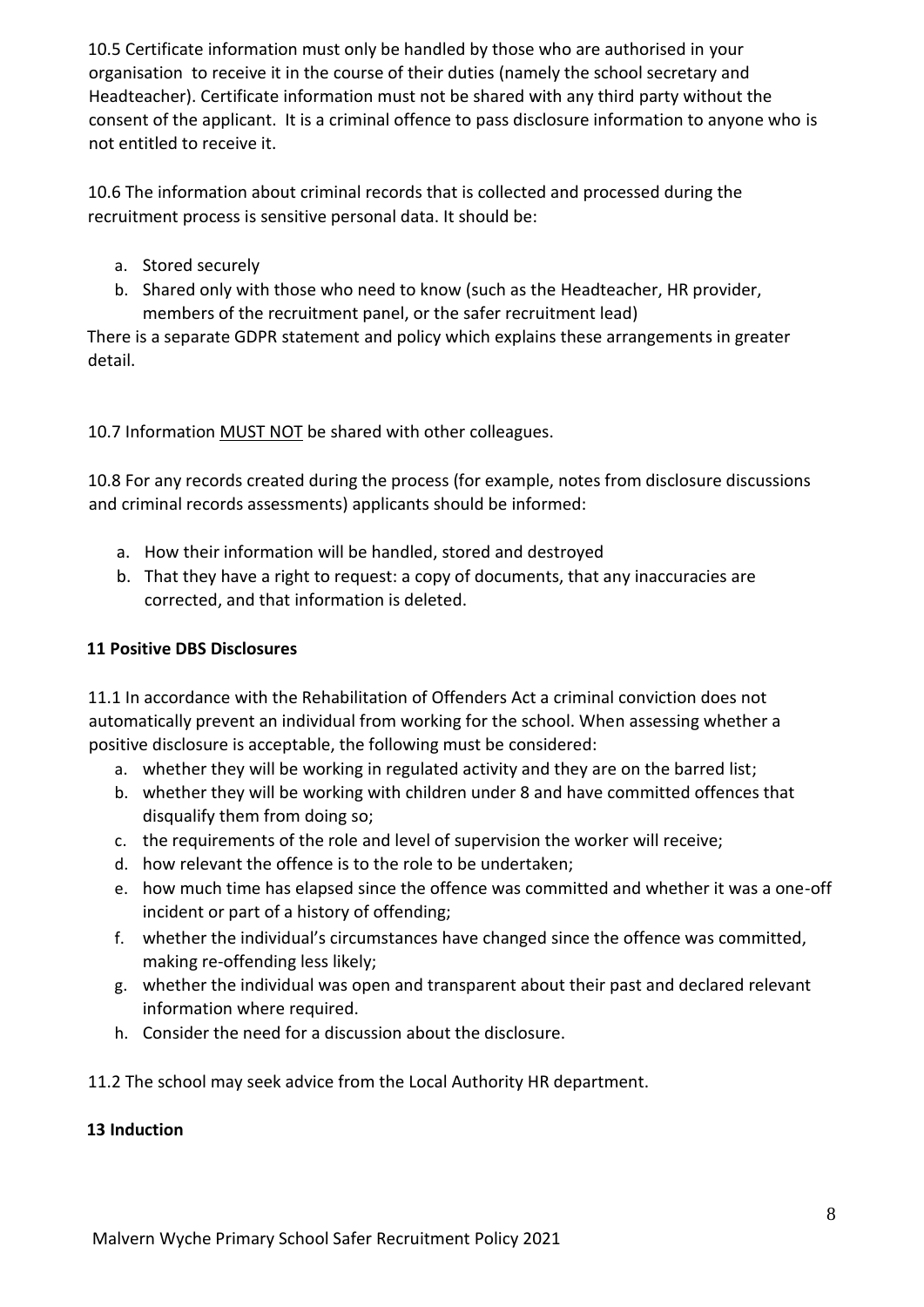10.5 Certificate information must only be handled by those who are authorised in your organisation to receive it in the course of their duties (namely the school secretary and Headteacher). Certificate information must not be shared with any third party without the consent of the applicant. It is a criminal offence to pass disclosure information to anyone who is not entitled to receive it.

10.6 The information about criminal records that is collected and processed during the recruitment process is sensitive personal data. It should be:

a. Stored securely
b. Shared only with those who need to know (such as the Headteacher, HR provider, members of the recruitment panel, or the safer recruitment lead)

There is a separate GDPR statement and policy which explains these arrangements in greater detail.

10.7 Information <u>MUST NOT</u> be shared with other colleagues.

10.8 For any records created during the process (for example, notes from disclosure discussions and criminal records assessments) applicants should be informed:

a. How their information will be handled, stored and destroyed
b. That they have a right to request: a copy of documents, that any inaccuracies are corrected, and that information is deleted.

**11 Positive DBS Disclosures**

11.1 In accordance with the Rehabilitation of Offenders Act a criminal conviction does not automatically prevent an individual from working for the school. When assessing whether a positive disclosure is acceptable, the following must be considered:

a. whether they will be working in regulated activity and they are on the barred list;
b. whether they will be working with children under 8 and have committed offences that disqualify them from doing so;
c. the requirements of the role and level of supervision the worker will receive;
d. how relevant the offence is to the role to be undertaken;
e. how much time has elapsed since the offence was committed and whether it was a one-off incident or part of a history of offending;
f. whether the individual's circumstances have changed since the offence was committed, making re-offending less likely;
g. whether the individual was open and transparent about their past and declared relevant information where required.
h. Consider the need for a discussion about the disclosure.

11.2 The school may seek advice from the Local Authority HR department.

**13 Induction**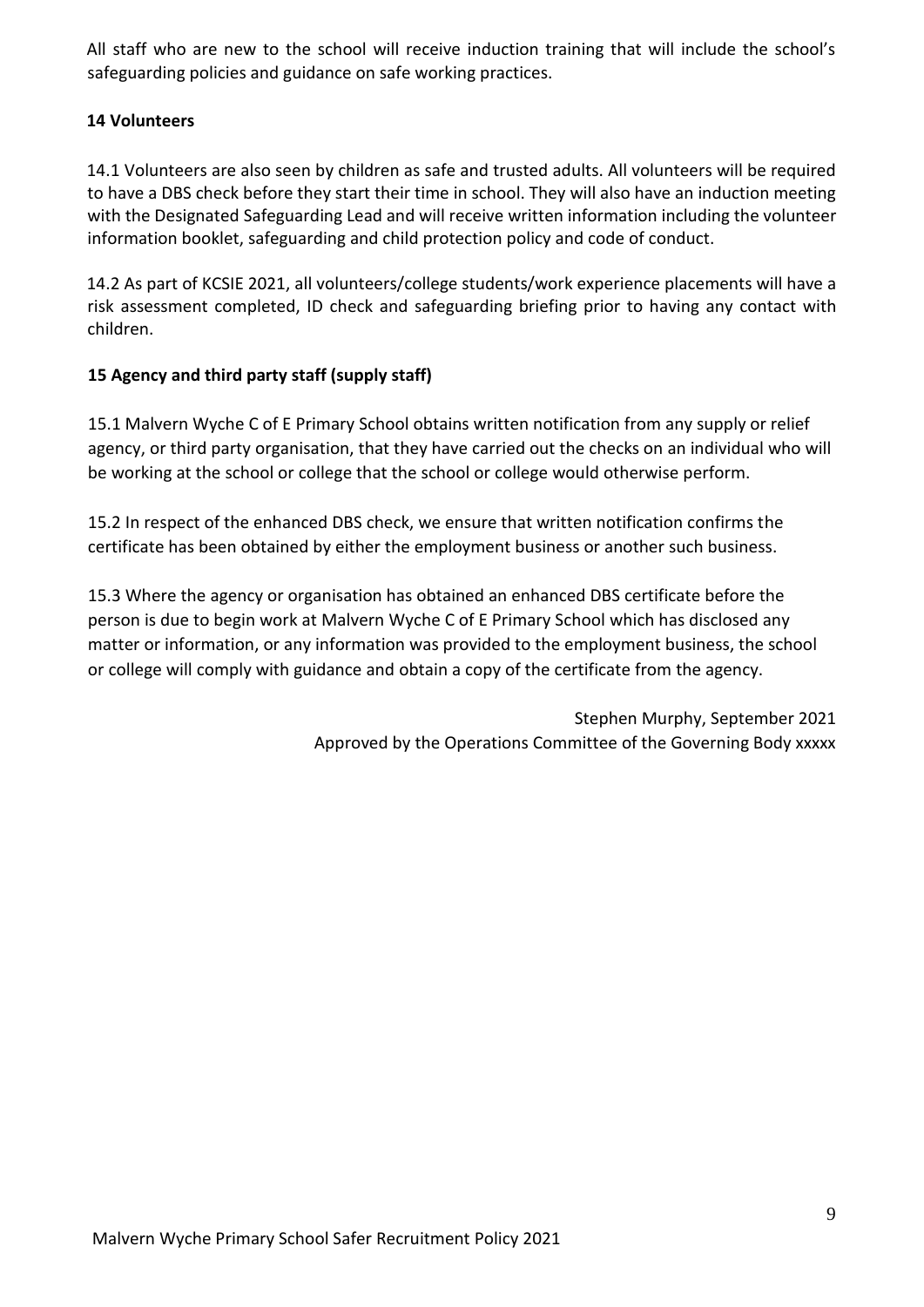All staff who are new to the school will receive induction training that will include the school's safeguarding policies and guidance on safe working practices.

**14 Volunteers**

14.1 Volunteers are also seen by children as safe and trusted adults. All volunteers will be required to have a DBS check before they start their time in school. They will also have an induction meeting with the Designated Safeguarding Lead and will receive written information including the volunteer information booklet, safeguarding and child protection policy and code of conduct.

14.2 As part of KCSIE 2021, all volunteers/college students/work experience placements will have a risk assessment completed, ID check and safeguarding briefing prior to having any contact with children.

**15 Agency and third party staff (supply staff)**

15.1 Malvern Wyche C of E Primary School obtains written notification from any supply or relief agency, or third party organisation, that they have carried out the checks on an individual who will be working at the school or college that the school or college would otherwise perform.

15.2 In respect of the enhanced DBS check, we ensure that written notification confirms the certificate has been obtained by either the employment business or another such business.

15.3 Where the agency or organisation has obtained an enhanced DBS certificate before the person is due to begin work at Malvern Wyche C of E Primary School which has disclosed any matter or information, or any information was provided to the employment business, the school or college will comply with guidance and obtain a copy of the certificate from the agency.

Stephen Murphy, September 2021

Approved by the Operations Committee of the Governing Body xxxxx